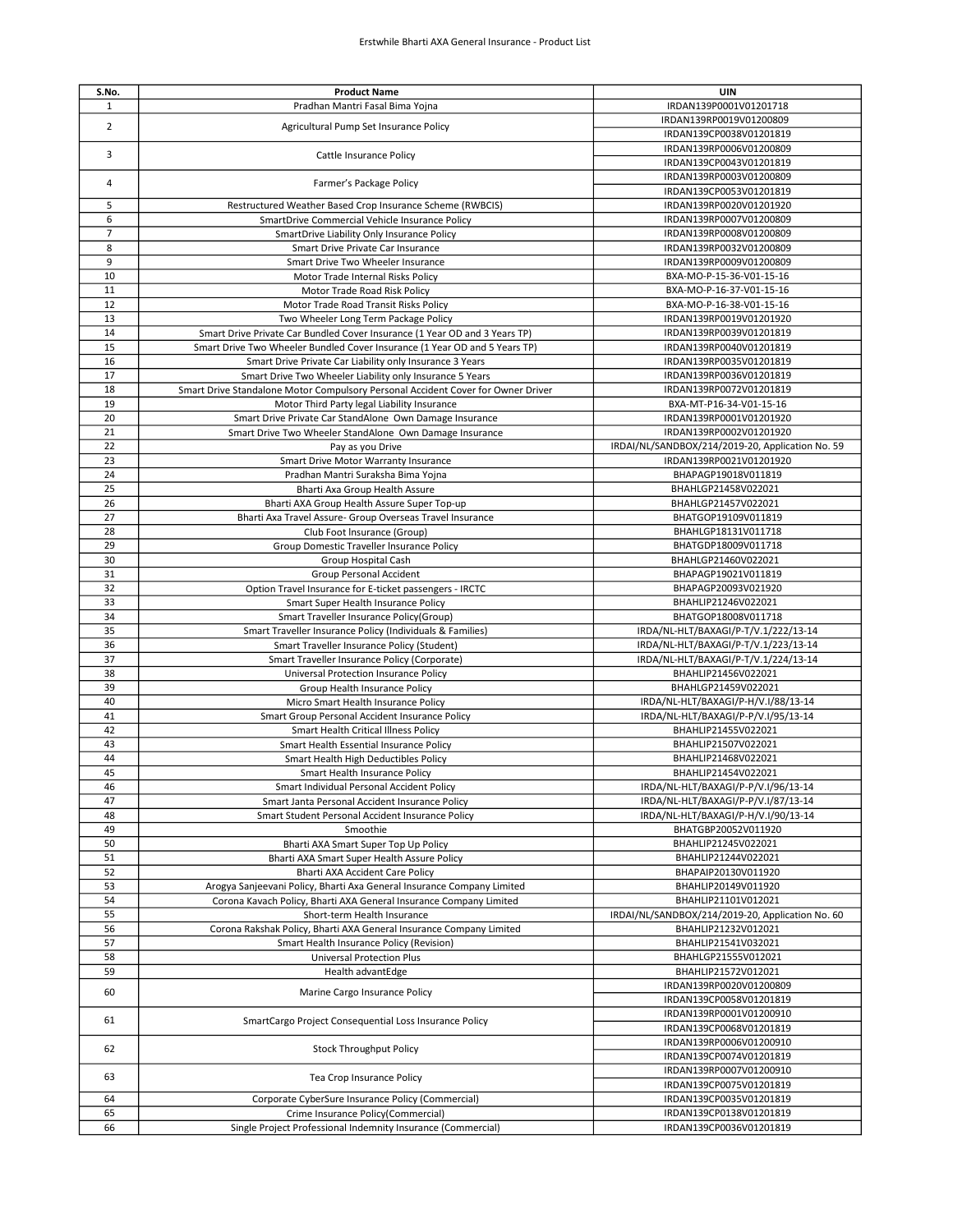# Erstwhile Bharti AXA General Insurance - Product List

| S.No. | Product Name | UIN |
|---|---|---|
| 1 | Pradhan Mantri Fasal Bima Yojna | IRDAN139P0001V01201718 |
| 2 | Agricultural Pump Set Insurance Policy | IRDAN139RP0019V01200809 |
| | | IRDAN139CP0038V01201819 |
| 3 | Cattle Insurance Policy | IRDAN139RP0006V01200809 |
| | | IRDAN139CP0043V01201819 |
| 4 | Farmer's Package Policy | IRDAN139RP0003V01200809 |
| | | IRDAN139CP0053V01201819 |
| 5 | Restructured Weather Based Crop Insurance Scheme (RWBCIS) | IRDAN139RP0020V01201920 |
| 6 | SmartDrive Commercial Vehicle Insurance Policy | IRDAN139RP0007V01200809 |
| 7 | SmartDrive Liability Only Insurance Policy | IRDAN139RP0008V01200809 |
| 8 | Smart Drive Private Car Insurance | IRDAN139RP0032V01200809 |
| 9 | Smart Drive Two Wheeler Insurance | IRDAN139RP0009V01200809 |
| 10 | Motor Trade Internal Risks Policy | BXA-MO-P-15-36-V01-15-16 |
| 11 | Motor Trade Road Risk Policy | BXA-MO-P-16-37-V01-15-16 |
| 12 | Motor Trade Road Transit Risks Policy | BXA-MO-P-16-38-V01-15-16 |
| 13 | Two Wheeler Long Term Package Policy | IRDAN139RP0019V01201920 |
| 14 | Smart Drive Private Car Bundled Cover Insurance (1 Year OD and 3 Years TP) | IRDAN139RP0039V01201819 |
| 15 | Smart Drive Two Wheeler Bundled Cover Insurance (1 Year OD and 5 Years TP) | IRDAN139RP0040V01201819 |
| 16 | Smart Drive Private Car Liability only Insurance 3 Years | IRDAN139RP0035V01201819 |
| 17 | Smart Drive Two Wheeler Liability only Insurance 5 Years | IRDAN139RP0036V01201819 |
| 18 | Smart Drive Standalone Motor Compulsory Personal Accident Cover for Owner Driver | IRDAN139RP0072V01201819 |
| 19 | Motor Third Party legal Liability Insurance | BXA-MT-P16-34-V01-15-16 |
| 20 | Smart Drive Private Car StandAlone Own Damage Insurance | IRDAN139RP0001V01201920 |
| 21 | Smart Drive Two Wheeler StandAlone Own Damage Insurance | IRDAN139RP0002V01201920 |
| 22 | Pay as you Drive | IRDAI/NL/SANDBOX/214/2019-20, Application No. 59 |
| 23 | Smart Drive Motor Warranty Insurance | IRDAN139RP0021V01201920 |
| 24 | Pradhan Mantri Suraksha Bima Yojna | BHAPAGP19018V011819 |
| 25 | Bharti Axa Group Health Assure | BHAHLGP21458V022021 |
| 26 | Bharti AXA Group Health Assure Super Top-up | BHAHLGP21457V022021 |
| 27 | Bharti Axa Travel Assure- Group Overseas Travel Insurance | BHATGOP19109V011819 |
| 28 | Club Foot Insurance (Group) | BHAHLGP18131V011718 |
| 29 | Group Domestic Traveller Insurance Policy | BHATGDP18009V011718 |
| 30 | Group Hospital Cash | BHAHLGP21460V022021 |
| 31 | Group Personal Accident | BHAPAGP19021V011819 |
| 32 | Option Travel Insurance for E-ticket passengers - IRCTC | BHAPAGP20093V021920 |
| 33 | Smart Super Health Insurance Policy | BHAHLIP21246V022021 |
| 34 | Smart Traveller Insurance Policy(Group) | BHATGOP18008V011718 |
| 35 | Smart Traveller Insurance Policy (Individuals & Families) | IRDA/NL-HLT/BAXAGI/P-T/V.1/222/13-14 |
| 36 | Smart Traveller Insurance Policy (Student) | IRDA/NL-HLT/BAXAGI/P-T/V.1/223/13-14 |
| 37 | Smart Traveller Insurance Policy (Corporate) | IRDA/NL-HLT/BAXAGI/P-T/V.1/224/13-14 |
| 38 | Universal Protection Insurance Policy | BHAHLIP21456V022021 |
| 39 | Group Health Insurance Policy | BHAHLGP21459V022021 |
| 40 | Micro Smart Health Insurance Policy | IRDA/NL-HLT/BAXAGI/P-H/V.I/88/13-14 |
| 41 | Smart Group Personal Accident Insurance Policy | IRDA/NL-HLT/BAXAGI/P-P/V.I/95/13-14 |
| 42 | Smart Health Critical Illness Policy | BHAHLIP21455V022021 |
| 43 | Smart Health Essential Insurance Policy | BHAHLIP21507V022021 |
| 44 | Smart Health High Deductibles Policy | BHAHLIP21468V022021 |
| 45 | Smart Health Insurance Policy | BHAHLIP21454V022021 |
| 46 | Smart Individual Personal Accident Policy | IRDA/NL-HLT/BAXAGI/P-P/V.I/96/13-14 |
| 47 | Smart Janta Personal Accident Insurance Policy | IRDA/NL-HLT/BAXAGI/P-P/V.I/87/13-14 |
| 48 | Smart Student Personal Accident Insurance Policy | IRDA/NL-HLT/BAXAGI/P-H/V.I/90/13-14 |
| 49 | Smoothie | BHATGBP20052V011920 |
| 50 | Bharti AXA Smart Super Top Up Policy | BHAHLIP21245V022021 |
| 51 | Bharti AXA Smart Super Health Assure Policy | BHAHLIP21244V022021 |
| 52 | Bharti AXA Accident Care Policy | BHAPAIP20130V011920 |
| 53 | Arogya Sanjeevani Policy, Bharti Axa General Insurance Company Limited | BHAHLIP20149V011920 |
| 54 | Corona Kavach Policy, Bharti AXA General Insurance Company Limited | BHAHLIP21101V012021 |
| 55 | Short-term Health Insurance | IRDAI/NL/SANDBOX/214/2019-20, Application No. 60 |
| 56 | Corona Rakshak Policy, Bharti AXA General Insurance Company Limited | BHAHLIP21232V012021 |
| 57 | Smart Health Insurance Policy (Revision) | BHAHLIP21541V032021 |
| 58 | Universal Protection Plus | BHAHLGP21555V012021 |
| 59 | Health advantEdge | BHAHLIP21572V012021 |
| 60 | Marine Cargo Insurance Policy | IRDAN139RP0020V01200809 |
| | | IRDAN139CP0058V01201819 |
| 61 | SmartCargo Project Consequential Loss Insurance Policy | IRDAN139RP0001V01200910 |
| | | IRDAN139CP0068V01201819 |
| 62 | Stock Throughput Policy | IRDAN139RP0006V01200910 |
| | | IRDAN139CP0074V01201819 |
| 63 | Tea Crop Insurance Policy | IRDAN139RP0007V01200910 |
| | | IRDAN139CP0075V01201819 |
| 64 | Corporate CyberSure Insurance Policy (Commercial) | IRDAN139CP0035V01201819 |
| 65 | Crime Insurance Policy(Commercial) | IRDAN139CP0138V01201819 |
| 66 | Single Project Professional Indemnity Insurance (Commercial) | IRDAN139CP0036V01201819 |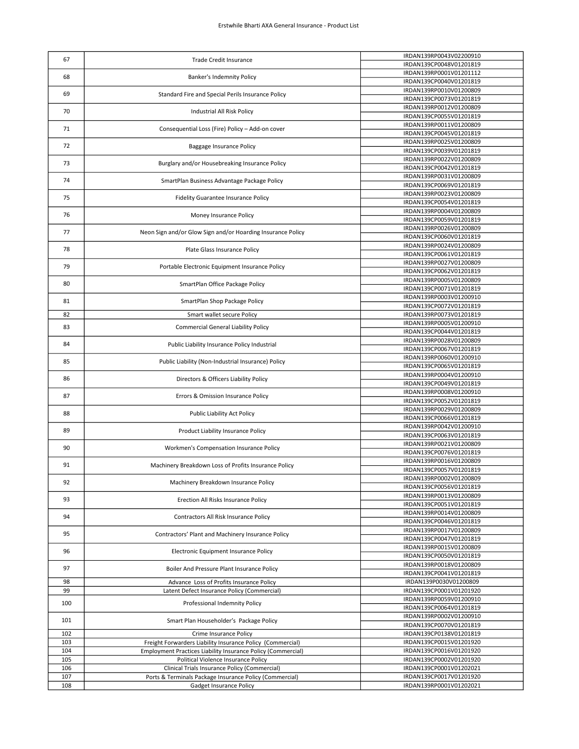| 67 | Trade Credit Insurance | IRDAN139RP0043V02200910 |
|---|---|---|
| | | IRDAN139CP0048V01201819 |
| 68 | Banker's Indemnity Policy | IRDAN139RP0001V01201112 |
| | | IRDAN139CP0040V01201819 |
| 69 | Standard Fire and Special Perils Insurance Policy | IRDAN139RP0010V01200809 |
| | | IRDAN139CP0073V01201819 |
| 70 | Industrial All Risk Policy | IRDAN139RP0012V01200809 |
| | | IRDAN139CP0055V01201819 |
| 71 | Consequential Loss (Fire) Policy – Add-on cover | IRDAN139RP0011V01200809 |
| | | IRDAN139CP0045V01201819 |
| 72 | Baggage Insurance Policy | IRDAN139RP0025V01200809 |
| | | IRDAN139CP0039V01201819 |
| 73 | Burglary and/or Housebreaking Insurance Policy | IRDAN139RP0022V01200809 |
| | | IRDAN139CP0042V01201819 |
| 74 | SmartPlan Business Advantage Package Policy | IRDAN139RP0031V01200809 |
| | | IRDAN139CP0069V01201819 |
| 75 | Fidelity Guarantee Insurance Policy | IRDAN139RP0023V01200809 |
| | | IRDAN139CP0054V01201819 |
| 76 | Money Insurance Policy | IRDAN139RP0004V01200809 |
| | | IRDAN139CP0059V01201819 |
| 77 | Neon Sign and/or Glow Sign and/or Hoarding Insurance Policy | IRDAN139RP0026V01200809 |
| | | IRDAN139CP0060V01201819 |
| 78 | Plate Glass Insurance Policy | IRDAN139RP0024V01200809 |
| | | IRDAN139CP0061V01201819 |
| 79 | Portable Electronic Equipment Insurance Policy | IRDAN139RP0027V01200809 |
| | | IRDAN139CP0062V01201819 |
| 80 | SmartPlan Office Package Policy | IRDAN139RP0005V01200809 |
| | | IRDAN139CP0071V01201819 |
| 81 | SmartPlan Shop Package Policy | IRDAN139RP0003V01200910 |
| | | IRDAN139CP0072V01201819 |
| 82 | Smart wallet secure Policy | IRDAN139RP0073V01201819 |
| 83 | Commercial General Liability Policy | IRDAN139RP0005V01200910 |
| | | IRDAN139CP0044V01201819 |
| 84 | Public Liability Insurance Policy Industrial | IRDAN139RP0028V01200809 |
| | | IRDAN139CP0067V01201819 |
| 85 | Public Liability (Non-Industrial Insurance) Policy | IRDAN139RP0060V01200910 |
| | | IRDAN139CP0065V01201819 |
| 86 | Directors & Officers Liability Policy | IRDAN139RP0004V01200910 |
| | | IRDAN139CP0049V01201819 |
| 87 | Errors & Omission Insurance Policy | IRDAN139RP0008V01200910 |
| | | IRDAN139CP0052V01201819 |
| 88 | Public Liability Act Policy | IRDAN139RP0029V01200809 |
| | | IRDAN139CP0066V01201819 |
| 89 | Product Liability Insurance Policy | IRDAN139RP0042V01200910 |
| | | IRDAN139CP0063V01201819 |
| 90 | Workmen's Compensation Insurance Policy | IRDAN139RP0021V01200809 |
| | | IRDAN139CP0076V01201819 |
| 91 | Machinery Breakdown Loss of Profits Insurance Policy | IRDAN139RP0016V01200809 |
| | | IRDAN139CP0057V01201819 |
| 92 | Machinery Breakdown Insurance Policy | IRDAN139RP0002V01200809 |
| | | IRDAN139CP0056V01201819 |
| 93 | Erection All Risks Insurance Policy | IRDAN139RP0013V01200809 |
| | | IRDAN139CP0051V01201819 |
| 94 | Contractors All Risk Insurance Policy | IRDAN139RP0014V01200809 |
| | | IRDAN139CP0046V01201819 |
| 95 | Contractors' Plant and Machinery Insurance Policy | IRDAN139RP0017V01200809 |
| | | IRDAN139CP0047V01201819 |
| 96 | Electronic Equipment Insurance Policy | IRDAN139RP0015V01200809 |
| | | IRDAN139CP0050V01201819 |
| 97 | Boiler And Pressure Plant Insurance Policy | IRDAN139RP0018V01200809 |
| | | IRDAN139CP0041V01201819 |
| 98 | Advance Loss of Profits Insurance Policy | IRDAN139P0030V01200809 |
| 99 | Latent Defect Insurance Policy (Commercial) | IRDAN139CP0001V01201920 |
| 100 | Professional Indemnity Policy | IRDAN139RP0059V01200910 |
| | | IRDAN139CP0064V01201819 |
| 101 | Smart Plan Householder's Package Policy | IRDAN139RP0002V01200910 |
| | | IRDAN139CP0070V01201819 |
| 102 | Crime Insurance Policy | IRDAN139CP0138V01201819 |
| 103 | Freight Forwarders Liability Insurance Policy (Commercial) | IRDAN139CP0015V01201920 |
| 104 | Employment Practices Liability Insurance Policy (Commercial) | IRDAN139CP0016V01201920 |
| 105 | Political Violence Insurance Policy | IRDAN139CP0002V01201920 |
| 106 | Clinical Trials Insurance Policy (Commercial) | IRDAN139CP0001V01202021 |
| 107 | Ports & Terminals Package Insurance Policy (Commercial) | IRDAN139CP0017V01201920 |
| 108 | Gadget Insurance Policy | IRDAN139RP0001V01202021 |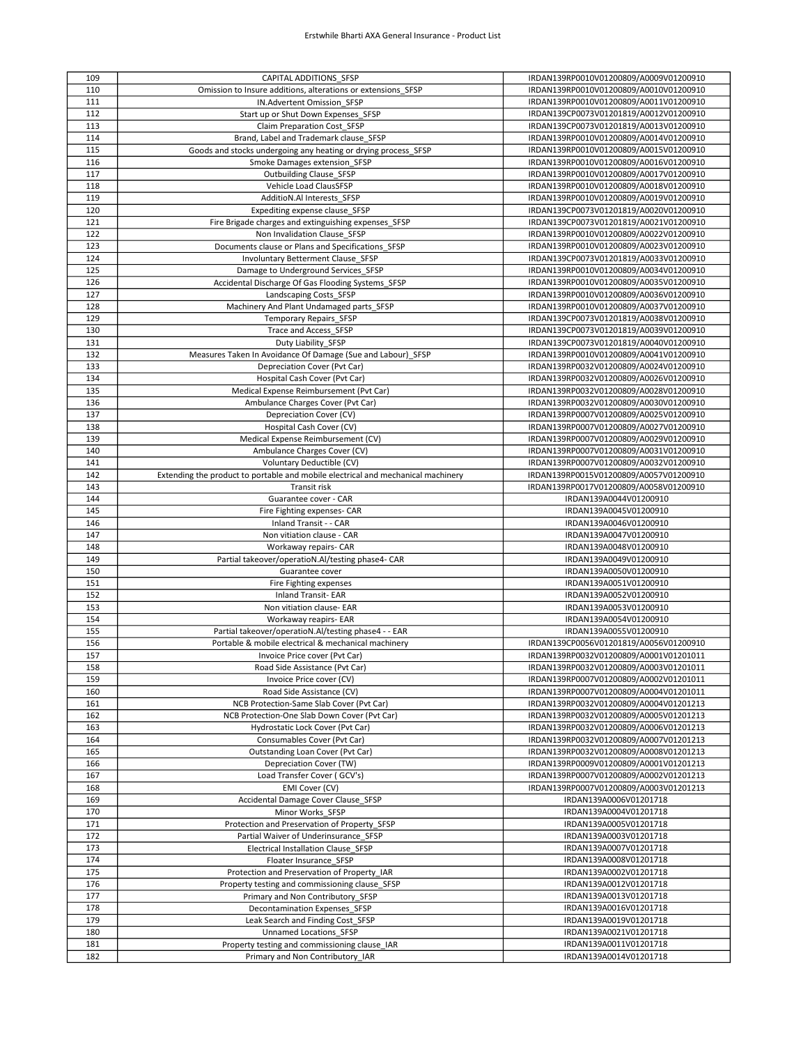| 109 | CAPITAL ADDITIONS_SFSP | IRDAN139RP0010V01200809/A0009V01200910 |
|---|---|---|
| 110 | Omission to Insure additions, alterations or extensions_SFSP | IRDAN139RP0010V01200809/A0010V01200910 |
| 111 | IN.Advertent Omission_SFSP | IRDAN139RP0010V01200809/A0011V01200910 |
| 112 | Start up or Shut Down Expenses_SFSP | IRDAN139CP0073V01201819/A0012V01200910 |
| 113 | Claim Preparation Cost_SFSP | IRDAN139CP0073V01201819/A0013V01200910 |
| 114 | Brand, Label and Trademark clause_SFSP | IRDAN139RP0010V01200809/A0014V01200910 |
| 115 | Goods and stocks undergoing any heating or drying process_SFSP | IRDAN139RP0010V01200809/A0015V01200910 |
| 116 | Smoke Damages extension_SFSP | IRDAN139RP0010V01200809/A0016V01200910 |
| 117 | Outbuilding Clause_SFSP | IRDAN139RP0010V01200809/A0017V01200910 |
| 118 | Vehicle Load ClausSFSP | IRDAN139RP0010V01200809/A0018V01200910 |
| 119 | AdditioN.Al Interests_SFSP | IRDAN139RP0010V01200809/A0019V01200910 |
| 120 | Expediting expense clause_SFSP | IRDAN139CP0073V01201819/A0020V01200910 |
| 121 | Fire Brigade charges and extinguishing expenses_SFSP | IRDAN139CP0073V01201819/A0021V01200910 |
| 122 | Non Invalidation Clause_SFSP | IRDAN139RP0010V01200809/A0022V01200910 |
| 123 | Documents clause or Plans and Specifications_SFSP | IRDAN139RP0010V01200809/A0023V01200910 |
| 124 | Involuntary Betterment Clause_SFSP | IRDAN139CP0073V01201819/A0033V01200910 |
| 125 | Damage to Underground Services_SFSP | IRDAN139RP0010V01200809/A0034V01200910 |
| 126 | Accidental Discharge Of Gas Flooding Systems_SFSP | IRDAN139RP0010V01200809/A0035V01200910 |
| 127 | Landscaping Costs_SFSP | IRDAN139RP0010V01200809/A0036V01200910 |
| 128 | Machinery And Plant Undamaged parts_SFSP | IRDAN139RP0010V01200809/A0037V01200910 |
| 129 | Temporary Repairs_SFSP | IRDAN139CP0073V01201819/A0038V01200910 |
| 130 | Trace and Access_SFSP | IRDAN139CP0073V01201819/A0039V01200910 |
| 131 | Duty Liability_SFSP | IRDAN139CP0073V01201819/A0040V01200910 |
| 132 | Measures Taken In Avoidance Of Damage (Sue and Labour)_SFSP | IRDAN139RP0010V01200809/A0041V01200910 |
| 133 | Depreciation Cover (Pvt Car) | IRDAN139RP0032V01200809/A0024V01200910 |
| 134 | Hospital Cash Cover (Pvt Car) | IRDAN139RP0032V01200809/A0026V01200910 |
| 135 | Medical Expense Reimbursement (Pvt Car) | IRDAN139RP0032V01200809/A0028V01200910 |
| 136 | Ambulance Charges Cover (Pvt Car) | IRDAN139RP0032V01200809/A0030V01200910 |
| 137 | Depreciation Cover (CV) | IRDAN139RP0007V01200809/A0025V01200910 |
| 138 | Hospital Cash Cover (CV) | IRDAN139RP0007V01200809/A0027V01200910 |
| 139 | Medical Expense Reimbursement (CV) | IRDAN139RP0007V01200809/A0029V01200910 |
| 140 | Ambulance Charges Cover (CV) | IRDAN139RP0007V01200809/A0031V01200910 |
| 141 | Voluntary Deductible (CV) | IRDAN139RP0007V01200809/A0032V01200910 |
| 142 | Extending the product to portable and mobile electrical and mechanical machinery | IRDAN139RP0015V01200809/A0057V01200910 |
| 143 | Transit risk | IRDAN139RP0017V01200809/A0058V01200910 |
| 144 | Guarantee cover - CAR | IRDAN139A0044V01200910 |
| 145 | Fire Fighting expenses- CAR | IRDAN139A0045V01200910 |
| 146 | Inland Transit - - CAR | IRDAN139A0046V01200910 |
| 147 | Non vitiation clause - CAR | IRDAN139A0047V01200910 |
| 148 | Workaway repairs- CAR | IRDAN139A0048V01200910 |
| 149 | Partial takeover/operatioN.Al/testing phase4- CAR | IRDAN139A0049V01200910 |
| 150 | Guarantee cover | IRDAN139A0050V01200910 |
| 151 | Fire Fighting expenses | IRDAN139A0051V01200910 |
| 152 | Inland Transit- EAR | IRDAN139A0052V01200910 |
| 153 | Non vitiation clause- EAR | IRDAN139A0053V01200910 |
| 154 | Workaway reapirs- EAR | IRDAN139A0054V01200910 |
| 155 | Partial takeover/operatioN.Al/testing phase4 - - EAR | IRDAN139A0055V01200910 |
| 156 | Portable & mobile electrical & mechanical machinery | IRDAN139CP0056V01201819/A0056V01200910 |
| 157 | Invoice Price cover (Pvt Car) | IRDAN139RP0032V01200809/A0001V01201011 |
| 158 | Road Side Assistance (Pvt Car) | IRDAN139RP0032V01200809/A0003V01201011 |
| 159 | Invoice Price cover (CV) | IRDAN139RP0007V01200809/A0002V01201011 |
| 160 | Road Side Assistance (CV) | IRDAN139RP0007V01200809/A0004V01201011 |
| 161 | NCB Protection-Same Slab Cover (Pvt Car) | IRDAN139RP0032V01200809/A0004V01201213 |
| 162 | NCB Protection-One Slab Down Cover (Pvt Car) | IRDAN139RP0032V01200809/A0005V01201213 |
| 163 | Hydrostatic Lock Cover (Pvt Car) | IRDAN139RP0032V01200809/A0006V01201213 |
| 164 | Consumables Cover (Pvt Car) | IRDAN139RP0032V01200809/A0007V01201213 |
| 165 | Outstanding Loan Cover (Pvt Car) | IRDAN139RP0032V01200809/A0008V01201213 |
| 166 | Depreciation Cover (TW) | IRDAN139RP0009V01200809/A0001V01201213 |
| 167 | Load Transfer Cover ( GCV's) | IRDAN139RP0007V01200809/A0002V01201213 |
| 168 | EMI Cover (CV) | IRDAN139RP0007V01200809/A0003V01201213 |
| 169 | Accidental Damage Cover Clause_SFSP | IRDAN139A0006V01201718 |
| 170 | Minor Works_SFSP | IRDAN139A0004V01201718 |
| 171 | Protection and Preservation of Property_SFSP | IRDAN139A0005V01201718 |
| 172 | Partial Waiver of Underinsurance_SFSP | IRDAN139A0003V01201718 |
| 173 | Electrical Installation Clause_SFSP | IRDAN139A0007V01201718 |
| 174 | Floater Insurance_SFSP | IRDAN139A0008V01201718 |
| 175 | Protection and Preservation of Property_IAR | IRDAN139A0002V01201718 |
| 176 | Property testing and commissioning clause_SFSP | IRDAN139A0012V01201718 |
| 177 | Primary and Non Contributory_SFSP | IRDAN139A0013V01201718 |
| 178 | Decontamination Expenses_SFSP | IRDAN139A0016V01201718 |
| 179 | Leak Search and Finding Cost_SFSP | IRDAN139A0019V01201718 |
| 180 | Unnamed Locations_SFSP | IRDAN139A0021V01201718 |
| 181 | Property testing and commissioning clause_IAR | IRDAN139A0011V01201718 |
| 182 | Primary and Non Contributory_IAR | IRDAN139A0014V01201718 |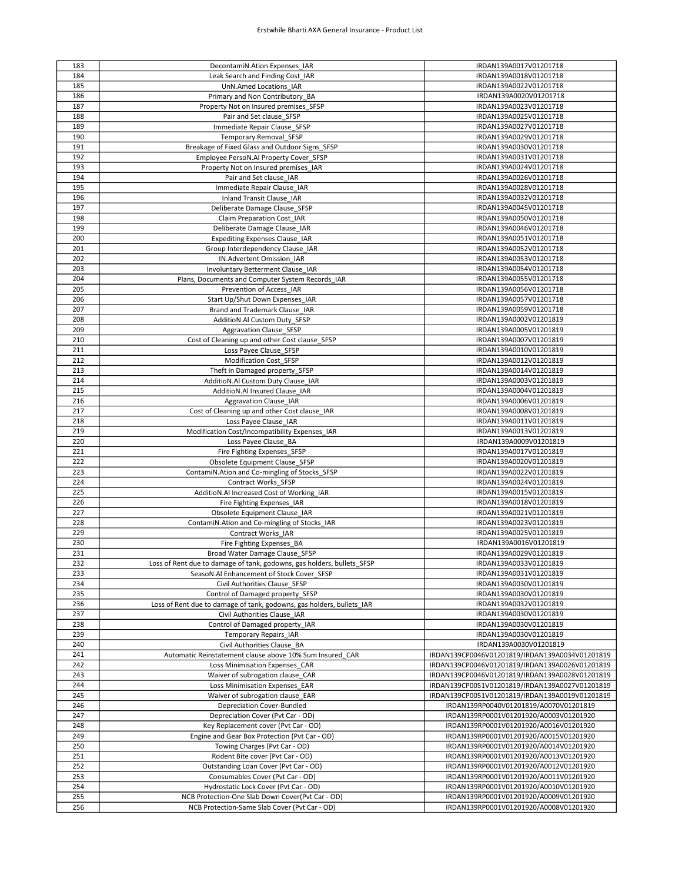| 183 | DecontamiN.Ation Expenses_IAR | IRDAN139A0017V01201718 |
|---|---|---|
| 184 | Leak Search and Finding Cost_IAR | IRDAN139A0018V01201718 |
| 185 | UnN.Amed Locations_IAR | IRDAN139A0022V01201718 |
| 186 | Primary and Non Contributory_BA | IRDAN139A0020V01201718 |
| 187 | Property Not on Insured premises_SFSP | IRDAN139A0023V01201718 |
| 188 | Pair and Set clause_SFSP | IRDAN139A0025V01201718 |
| 189 | Immediate Repair Clause_SFSP | IRDAN139A0027V01201718 |
| 190 | Temporary Removal_SFSP | IRDAN139A0029V01201718 |
| 191 | Breakage of Fixed Glass and Outdoor Signs_SFSP | IRDAN139A0030V01201718 |
| 192 | Employee PersoN.Al Property Cover_SFSP | IRDAN139A0031V01201718 |
| 193 | Property Not on Insured premises_IAR | IRDAN139A0024V01201718 |
| 194 | Pair and Set clause_IAR | IRDAN139A0026V01201718 |
| 195 | Immediate Repair Clause_IAR | IRDAN139A0028V01201718 |
| 196 | Inland Transit Clause_IAR | IRDAN139A0032V01201718 |
| 197 | Deliberate Damage Clause_SFSP | IRDAN139A0045V01201718 |
| 198 | Claim Preparation Cost_IAR | IRDAN139A0050V01201718 |
| 199 | Deliberate Damage Clause_IAR | IRDAN139A0046V01201718 |
| 200 | Expediting Expenses Clause_IAR | IRDAN139A0051V01201718 |
| 201 | Group Interdependency Clause_IAR | IRDAN139A0052V01201718 |
| 202 | IN.Advertent Omission_IAR | IRDAN139A0053V01201718 |
| 203 | Involuntary Betterment Clause_IAR | IRDAN139A0054V01201718 |
| 204 | Plans, Documents and Computer System Records_IAR | IRDAN139A0055V01201718 |
| 205 | Prevention of Access_IAR | IRDAN139A0056V01201718 |
| 206 | Start Up/Shut Down Expenses_IAR | IRDAN139A0057V01201718 |
| 207 | Brand and Trademark Clause_IAR | IRDAN139A0059V01201718 |
| 208 | AdditioN.Al Custom Duty_SFSP | IRDAN139A0002V01201819 |
| 209 | Aggravation Clause_SFSP | IRDAN139A0005V01201819 |
| 210 | Cost of Cleaning up and other Cost clause_SFSP | IRDAN139A0007V01201819 |
| 211 | Loss Payee Clause_SFSP | IRDAN139A0010V01201819 |
| 212 | Modification Cost_SFSP | IRDAN139A0012V01201819 |
| 213 | Theft in Damaged property_SFSP | IRDAN139A0014V01201819 |
| 214 | AdditioN.Al Custom Duty Clause_IAR | IRDAN139A0003V01201819 |
| 215 | AdditioN.Al Insured Clause_IAR | IRDAN139A0004V01201819 |
| 216 | Aggravation Clause_IAR | IRDAN139A0006V01201819 |
| 217 | Cost of Cleaning up and other Cost clause_IAR | IRDAN139A0008V01201819 |
| 218 | Loss Payee Clause_IAR | IRDAN139A0011V01201819 |
| 219 | Modification Cost/Incompatibility Expenses_IAR | IRDAN139A0013V01201819 |
| 220 | Loss Payee Clause_BA | IRDAN139A0009V01201819 |
| 221 | Fire Fighting Expenses_SFSP | IRDAN139A0017V01201819 |
| 222 | Obsolete Equipment Clause_SFSP | IRDAN139A0020V01201819 |
| 223 | ContamiN.Ation and Co-mingling of Stocks_SFSP | IRDAN139A0022V01201819 |
| 224 | Contract Works_SFSP | IRDAN139A0024V01201819 |
| 225 | AdditioN.Al Increased Cost of Working_IAR | IRDAN139A0015V01201819 |
| 226 | Fire Fighting Expenses_IAR | IRDAN139A0018V01201819 |
| 227 | Obsolete Equipment Clause_IAR | IRDAN139A0021V01201819 |
| 228 | ContamiN.Ation and Co-mingling of Stocks_IAR | IRDAN139A0023V01201819 |
| 229 | Contract Works_IAR | IRDAN139A0025V01201819 |
| 230 | Fire Fighting Expenses_BA | IRDAN139A0016V01201819 |
| 231 | Broad Water Damage Clause_SFSP | IRDAN139A0029V01201819 |
| 232 | Loss of Rent due to damage of tank, godowns, gas holders, bullets_SFSP | IRDAN139A0033V01201819 |
| 233 | SeasoN.Al Enhancement of Stock Cover_SFSP | IRDAN139A0031V01201819 |
| 234 | Civil Authorities Clause_SFSP | IRDAN139A0030V01201819 |
| 235 | Control of Damaged property_SFSP | IRDAN139A0030V01201819 |
| 236 | Loss of Rent due to damage of tank, godowns, gas holders, bullets_IAR | IRDAN139A0032V01201819 |
| 237 | Civil Authorities Clause_IAR | IRDAN139A0030V01201819 |
| 238 | Control of Damaged property_IAR | IRDAN139A0030V01201819 |
| 239 | Temporary Repairs_IAR | IRDAN139A0030V01201819 |
| 240 | Civil Authorities Clause_BA | IRDAN139A0030V01201819 |
| 241 | Automatic Reinstatement clause above 10% Sum Insured_CAR | IRDAN139CP0046V01201819/IRDAN139A0034V01201819 |
| 242 | Loss Minimisation Expenses_CAR | IRDAN139CP0046V01201819/IRDAN139A0026V01201819 |
| 243 | Waiver of subrogation clause_CAR | IRDAN139CP0046V01201819/IRDAN139A0028V01201819 |
| 244 | Loss Minimisation Expenses_EAR | IRDAN139CP0051V01201819/IRDAN139A0027V01201819 |
| 245 | Waiver of subrogation clause_EAR | IRDAN139CP0051V01201819/IRDAN139A0019V01201819 |
| 246 | Depreciation Cover-Bundled | IRDAN139RP0040V01201819/A0070V01201819 |
| 247 | Depreciation Cover (Pvt Car - OD) | IRDAN139RP0001V01201920/A0003V01201920 |
| 248 | Key Replacement cover (Pvt Car - OD) | IRDAN139RP0001V01201920/A0016V01201920 |
| 249 | Engine and Gear Box Protection (Pvt Car - OD) | IRDAN139RP0001V01201920/A0015V01201920 |
| 250 | Towing Charges (Pvt Car - OD) | IRDAN139RP0001V01201920/A0014V01201920 |
| 251 | Rodent Bite cover (Pvt Car - OD) | IRDAN139RP0001V01201920/A0013V01201920 |
| 252 | Outstanding Loan Cover (Pvt Car - OD) | IRDAN139RP0001V01201920/A0012V01201920 |
| 253 | Consumables Cover (Pvt Car - OD) | IRDAN139RP0001V01201920/A0011V01201920 |
| 254 | Hydrostatic Lock Cover (Pvt Car - OD) | IRDAN139RP0001V01201920/A0010V01201920 |
| 255 | NCB Protection-One Slab Down Cover(Pvt Car - OD) | IRDAN139RP0001V01201920/A0009V01201920 |
| 256 | NCB Protection-Same Slab Cover (Pvt Car - OD) | IRDAN139RP0001V01201920/A0008V01201920 |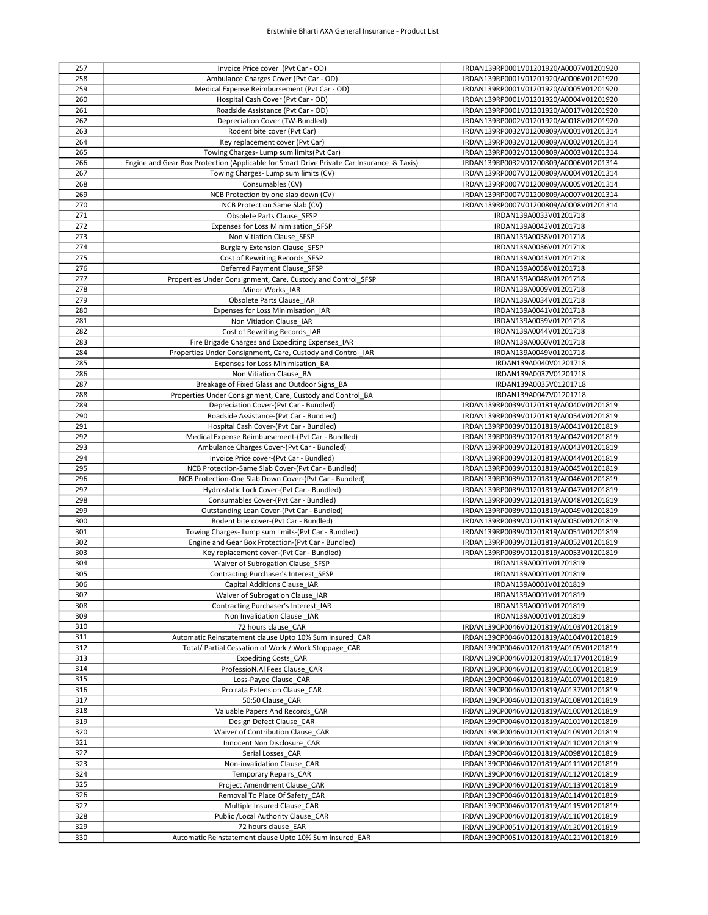| 257 | Invoice Price cover (Pvt Car - OD) | IRDAN139RP0001V01201920/A0007V01201920 |
|---|---|---|
| 258 | Ambulance Charges Cover (Pvt Car - OD) | IRDAN139RP0001V01201920/A0006V01201920 |
| 259 | Medical Expense Reimbursement (Pvt Car - OD) | IRDAN139RP0001V01201920/A0005V01201920 |
| 260 | Hospital Cash Cover (Pvt Car - OD) | IRDAN139RP0001V01201920/A0004V01201920 |
| 261 | Roadside Assistance (Pvt Car - OD) | IRDAN139RP0001V01201920/A0017V01201920 |
| 262 | Depreciation Cover (TW-Bundled) | IRDAN139RP0002V01201920/A0018V01201920 |
| 263 | Rodent bite cover (Pvt Car) | IRDAN139RP0032V01200809/A0001V01201314 |
| 264 | Key replacement cover (Pvt Car) | IRDAN139RP0032V01200809/A0002V01201314 |
| 265 | Towing Charges- Lump sum limits(Pvt Car) | IRDAN139RP0032V01200809/A0003V01201314 |
| 266 | Engine and Gear Box Protection (Applicable for Smart Drive Private Car Insurance & Taxis) | IRDAN139RP0032V01200809/A0006V01201314 |
| 267 | Towing Charges- Lump sum limits (CV) | IRDAN139RP0007V01200809/A0004V01201314 |
| 268 | Consumables (CV) | IRDAN139RP0007V01200809/A0005V01201314 |
| 269 | NCB Protection by one slab down (CV) | IRDAN139RP0007V01200809/A0007V01201314 |
| 270 | NCB Protection Same Slab (CV) | IRDAN139RP0007V01200809/A0008V01201314 |
| 271 | Obsolete Parts Clause_SFSP | IRDAN139A0033V01201718 |
| 272 | Expenses for Loss Minimisation_SFSP | IRDAN139A0042V01201718 |
| 273 | Non Vitiation Clause_SFSP | IRDAN139A0038V01201718 |
| 274 | Burglary Extension Clause_SFSP | IRDAN139A0036V01201718 |
| 275 | Cost of Rewriting Records_SFSP | IRDAN139A0043V01201718 |
| 276 | Deferred Payment Clause_SFSP | IRDAN139A0058V01201718 |
| 277 | Properties Under Consignment, Care, Custody and Control_SFSP | IRDAN139A0048V01201718 |
| 278 | Minor Works_IAR | IRDAN139A0009V01201718 |
| 279 | Obsolete Parts Clause_IAR | IRDAN139A0034V01201718 |
| 280 | Expenses for Loss Minimisation_IAR | IRDAN139A0041V01201718 |
| 281 | Non Vitiation Clause_IAR | IRDAN139A0039V01201718 |
| 282 | Cost of Rewriting Records_IAR | IRDAN139A0044V01201718 |
| 283 | Fire Brigade Charges and Expediting Expenses_IAR | IRDAN139A0060V01201718 |
| 284 | Properties Under Consignment, Care, Custody and Control_IAR | IRDAN139A0049V01201718 |
| 285 | Expenses for Loss Minimisation_BA | IRDAN139A0040V01201718 |
| 286 | Non Vitiation Clause_BA | IRDAN139A0037V01201718 |
| 287 | Breakage of Fixed Glass and Outdoor Signs_BA | IRDAN139A0035V01201718 |
| 288 | Properties Under Consignment, Care, Custody and Control_BA | IRDAN139A0047V01201718 |
| 289 | Depreciation Cover-(Pvt Car - Bundled) | IRDAN139RP0039V01201819/A0040V01201819 |
| 290 | Roadside Assistance-(Pvt Car - Bundled) | IRDAN139RP0039V01201819/A0054V01201819 |
| 291 | Hospital Cash Cover-(Pvt Car - Bundled) | IRDAN139RP0039V01201819/A0041V01201819 |
| 292 | Medical Expense Reimbursement-(Pvt Car - Bundled) | IRDAN139RP0039V01201819/A0042V01201819 |
| 293 | Ambulance Charges Cover-(Pvt Car - Bundled) | IRDAN139RP0039V01201819/A0043V01201819 |
| 294 | Invoice Price cover-(Pvt Car - Bundled) | IRDAN139RP0039V01201819/A0044V01201819 |
| 295 | NCB Protection-Same Slab Cover-(Pvt Car - Bundled) | IRDAN139RP0039V01201819/A0045V01201819 |
| 296 | NCB Protection-One Slab Down Cover-(Pvt Car - Bundled) | IRDAN139RP0039V01201819/A0046V01201819 |
| 297 | Hydrostatic Lock Cover-(Pvt Car - Bundled) | IRDAN139RP0039V01201819/A0047V01201819 |
| 298 | Consumables Cover-(Pvt Car - Bundled) | IRDAN139RP0039V01201819/A0048V01201819 |
| 299 | Outstanding Loan Cover-(Pvt Car - Bundled) | IRDAN139RP0039V01201819/A0049V01201819 |
| 300 | Rodent bite cover-(Pvt Car - Bundled) | IRDAN139RP0039V01201819/A0050V01201819 |
| 301 | Towing Charges- Lump sum limits-(Pvt Car - Bundled) | IRDAN139RP0039V01201819/A0051V01201819 |
| 302 | Engine and Gear Box Protection-(Pvt Car - Bundled) | IRDAN139RP0039V01201819/A0052V01201819 |
| 303 | Key replacement cover-(Pvt Car - Bundled) | IRDAN139RP0039V01201819/A0053V01201819 |
| 304 | Waiver of Subrogation Clause_SFSP | IRDAN139A0001V01201819 |
| 305 | Contracting Purchaser's Interest_SFSP | IRDAN139A0001V01201819 |
| 306 | Capital Additions Clause_IAR | IRDAN139A0001V01201819 |
| 307 | Waiver of Subrogation Clause_IAR | IRDAN139A0001V01201819 |
| 308 | Contracting Purchaser's Interest_IAR | IRDAN139A0001V01201819 |
| 309 | Non Invalidation Clause _IAR | IRDAN139A0001V01201819 |
| 310 | 72 hours clause_CAR | IRDAN139CP0046V01201819/A0103V01201819 |
| 311 | Automatic Reinstatement clause Upto 10% Sum Insured_CAR | IRDAN139CP0046V01201819/A0104V01201819 |
| 312 | Total/ Partial Cessation of Work / Work Stoppage_CAR | IRDAN139CP0046V01201819/A0105V01201819 |
| 313 | Expediting Costs_CAR | IRDAN139CP0046V01201819/A0117V01201819 |
| 314 | ProfessioN.Al Fees Clause_CAR | IRDAN139CP0046V01201819/A0106V01201819 |
| 315 | Loss-Payee Clause_CAR | IRDAN139CP0046V01201819/A0107V01201819 |
| 316 | Pro rata Extension Clause_CAR | IRDAN139CP0046V01201819/A0137V01201819 |
| 317 | 50:50 Clause_CAR | IRDAN139CP0046V01201819/A0108V01201819 |
| 318 | Valuable Papers And Records_CAR | IRDAN139CP0046V01201819/A0100V01201819 |
| 319 | Design Defect Clause_CAR | IRDAN139CP0046V01201819/A0101V01201819 |
| 320 | Waiver of Contribution Clause_CAR | IRDAN139CP0046V01201819/A0109V01201819 |
| 321 | Innocent Non Disclosure_CAR | IRDAN139CP0046V01201819/A0110V01201819 |
| 322 | Serial Losses_CAR | IRDAN139CP0046V01201819/A0098V01201819 |
| 323 | Non-invalidation Clause_CAR | IRDAN139CP0046V01201819/A0111V01201819 |
| 324 | Temporary Repairs_CAR | IRDAN139CP0046V01201819/A0112V01201819 |
| 325 | Project Amendment Clause_CAR | IRDAN139CP0046V01201819/A0113V01201819 |
| 326 | Removal To Place Of Safety_CAR | IRDAN139CP0046V01201819/A0114V01201819 |
| 327 | Multiple Insured Clause_CAR | IRDAN139CP0046V01201819/A0115V01201819 |
| 328 | Public /Local Authority Clause_CAR | IRDAN139CP0046V01201819/A0116V01201819 |
| 329 | 72 hours clause_EAR | IRDAN139CP0051V01201819/A0120V01201819 |
| 330 | Automatic Reinstatement clause Upto 10% Sum Insured_EAR | IRDAN139CP0051V01201819/A0121V01201819 |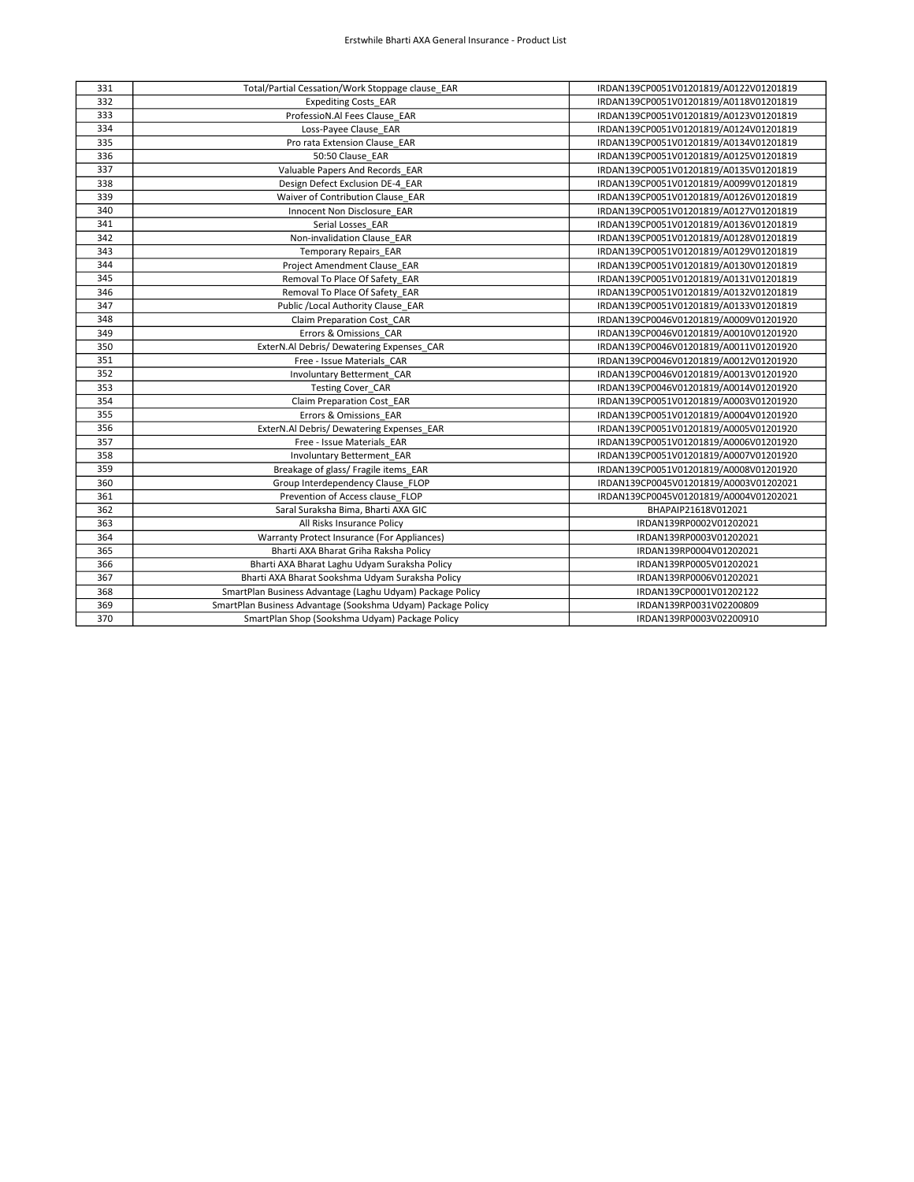| | | |
|---|---|---|
| 331 | Total/Partial Cessation/Work Stoppage clause_EAR | IRDAN139CP0051V01201819/A0122V01201819 |
| 332 | Expediting Costs_EAR | IRDAN139CP0051V01201819/A0118V01201819 |
| 333 | ProfessioN.Al Fees Clause_EAR | IRDAN139CP0051V01201819/A0123V01201819 |
| 334 | Loss-Payee Clause_EAR | IRDAN139CP0051V01201819/A0124V01201819 |
| 335 | Pro rata Extension Clause_EAR | IRDAN139CP0051V01201819/A0134V01201819 |
| 336 | 50:50 Clause_EAR | IRDAN139CP0051V01201819/A0125V01201819 |
| 337 | Valuable Papers And Records_EAR | IRDAN139CP0051V01201819/A0135V01201819 |
| 338 | Design Defect Exclusion DE-4_EAR | IRDAN139CP0051V01201819/A0099V01201819 |
| 339 | Waiver of Contribution Clause_EAR | IRDAN139CP0051V01201819/A0126V01201819 |
| 340 | Innocent Non Disclosure_EAR | IRDAN139CP0051V01201819/A0127V01201819 |
| 341 | Serial Losses_EAR | IRDAN139CP0051V01201819/A0136V01201819 |
| 342 | Non-invalidation Clause_EAR | IRDAN139CP0051V01201819/A0128V01201819 |
| 343 | Temporary Repairs_EAR | IRDAN139CP0051V01201819/A0129V01201819 |
| 344 | Project Amendment Clause_EAR | IRDAN139CP0051V01201819/A0130V01201819 |
| 345 | Removal To Place Of Safety_EAR | IRDAN139CP0051V01201819/A0131V01201819 |
| 346 | Removal To Place Of Safety_EAR | IRDAN139CP0051V01201819/A0132V01201819 |
| 347 | Public /Local Authority Clause_EAR | IRDAN139CP0051V01201819/A0133V01201819 |
| 348 | Claim Preparation Cost_CAR | IRDAN139CP0046V01201819/A0009V01201920 |
| 349 | Errors & Omissions_CAR | IRDAN139CP0046V01201819/A0010V01201920 |
| 350 | ExterN.Al Debris/ Dewatering Expenses_CAR | IRDAN139CP0046V01201819/A0011V01201920 |
| 351 | Free - Issue Materials_CAR | IRDAN139CP0046V01201819/A0012V01201920 |
| 352 | Involuntary Betterment_CAR | IRDAN139CP0046V01201819/A0013V01201920 |
| 353 | Testing Cover_CAR | IRDAN139CP0046V01201819/A0014V01201920 |
| 354 | Claim Preparation Cost_EAR | IRDAN139CP0051V01201819/A0003V01201920 |
| 355 | Errors & Omissions_EAR | IRDAN139CP0051V01201819/A0004V01201920 |
| 356 | ExterN.Al Debris/ Dewatering Expenses_EAR | IRDAN139CP0051V01201819/A0005V01201920 |
| 357 | Free - Issue Materials_EAR | IRDAN139CP0051V01201819/A0006V01201920 |
| 358 | Involuntary Betterment_EAR | IRDAN139CP0051V01201819/A0007V01201920 |
| 359 | Breakage of glass/ Fragile items_EAR | IRDAN139CP0051V01201819/A0008V01201920 |
| 360 | Group Interdependency Clause_FLOP | IRDAN139CP0045V01201819/A0003V01202021 |
| 361 | Prevention of Access clause_FLOP | IRDAN139CP0045V01201819/A0004V01202021 |
| 362 | Saral Suraksha Bima, Bharti AXA GIC | BHAPAIP21618V012021 |
| 363 | All Risks Insurance Policy | IRDAN139RP0002V01202021 |
| 364 | Warranty Protect Insurance (For Appliances) | IRDAN139RP0003V01202021 |
| 365 | Bharti AXA Bharat Griha Raksha Policy | IRDAN139RP0004V01202021 |
| 366 | Bharti AXA Bharat Laghu Udyam Suraksha Policy | IRDAN139RP0005V01202021 |
| 367 | Bharti AXA Bharat Sookshma Udyam Suraksha Policy | IRDAN139RP0006V01202021 |
| 368 | SmartPlan Business Advantage (Laghu Udyam) Package Policy | IRDAN139CP0001V01202122 |
| 369 | SmartPlan Business Advantage (Sookshma Udyam) Package Policy | IRDAN139RP0031V02200809 |
| 370 | SmartPlan Shop (Sookshma Udyam) Package Policy | IRDAN139RP0003V02200910 |